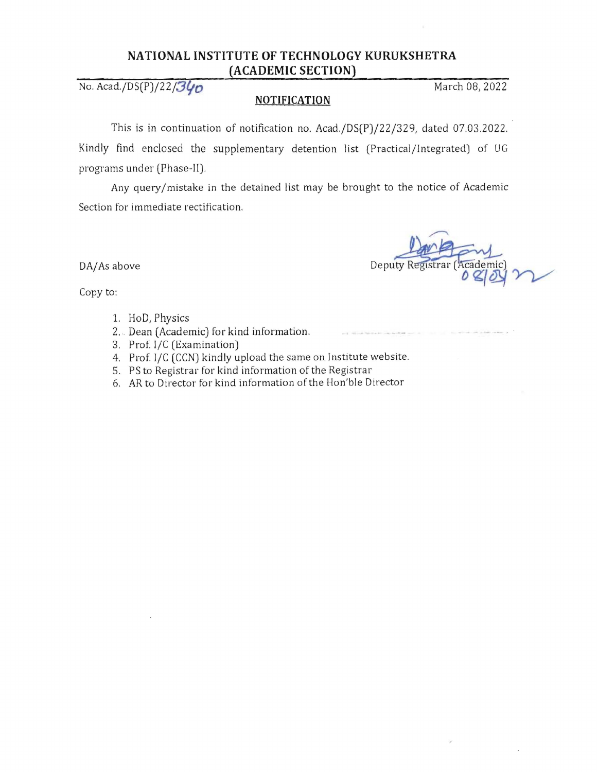## NATIONAL INSTITUTE OF TECHNOLOGY KURUKSHETRA
## (ACADEMIC SECTION)

No. Acad./DS(P)/22/340 March 08, 2022

**NOTIFICATION**

This is in continuation of notification no. Acad./DS(P)/22/329, dated 07.03.2022. Kindly find enclosed the supplementary detention list (Practical/Integrated) of UG programs under (Phase-II).

Any query/mistake in the detained list may be brought to the notice of Academic Section for immediate rectification.

Deputy Registrar (Academic)
08/03/22

DA/As above

Copy to:

1. HoD, Physics
2. Dean (Academic) for kind information.
3. Prof. I/C (Examination)
4. Prof. I/C (CCN) kindly upload the same on Institute website.
5. PS to Registrar for kind information of the Registrar
6. AR to Director for kind information of the Hon'ble Director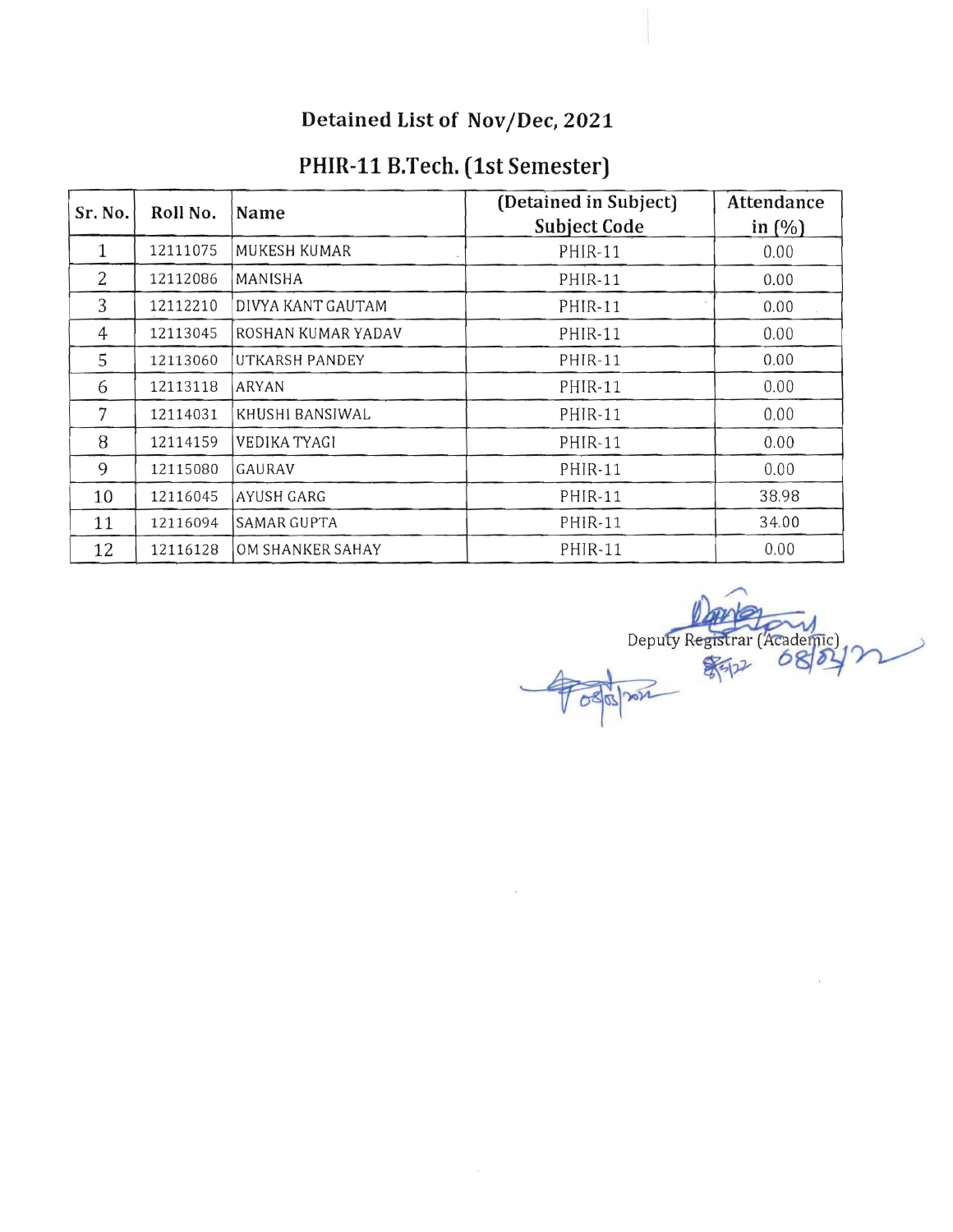## Detained List of Nov/Dec, 2021

## PHIR-11 B.Tech. (1st Semester)

| Sr. No. | Roll No. | Name | (Detained in Subject) Subject Code | Attendance in (%) |
|---|---|---|---|---|
| 1 | 12111075 | MUKESH KUMAR | PHIR-11 | 0.00 |
| 2 | 12112086 | MANISHA | PHIR-11 | 0.00 |
| 3 | 12112210 | DIVYA KANT GAUTAM | PHIR-11 | 0.00 |
| 4 | 12113045 | ROSHAN KUMAR YADAV | PHIR-11 | 0.00 |
| 5 | 12113060 | UTKARSH PANDEY | PHIR-11 | 0.00 |
| 6 | 12113118 | ARYAN | PHIR-11 | 0.00 |
| 7 | 12114031 | KHUSHI BANSIWAL | PHIR-11 | 0.00 |
| 8 | 12114159 | VEDIKA TYAGI | PHIR-11 | 0.00 |
| 9 | 12115080 | GAURAV | PHIR-11 | 0.00 |
| 10 | 12116045 | AYUSH GARG | PHIR-11 | 38.98 |
| 11 | 12116094 | SAMAR GUPTA | PHIR-11 | 34.00 |
| 12 | 12116128 | OM SHANKER SAHAY | PHIR-11 | 0.00 |

Deputy Registrar (Academic)
08/03/22

08/03/2022